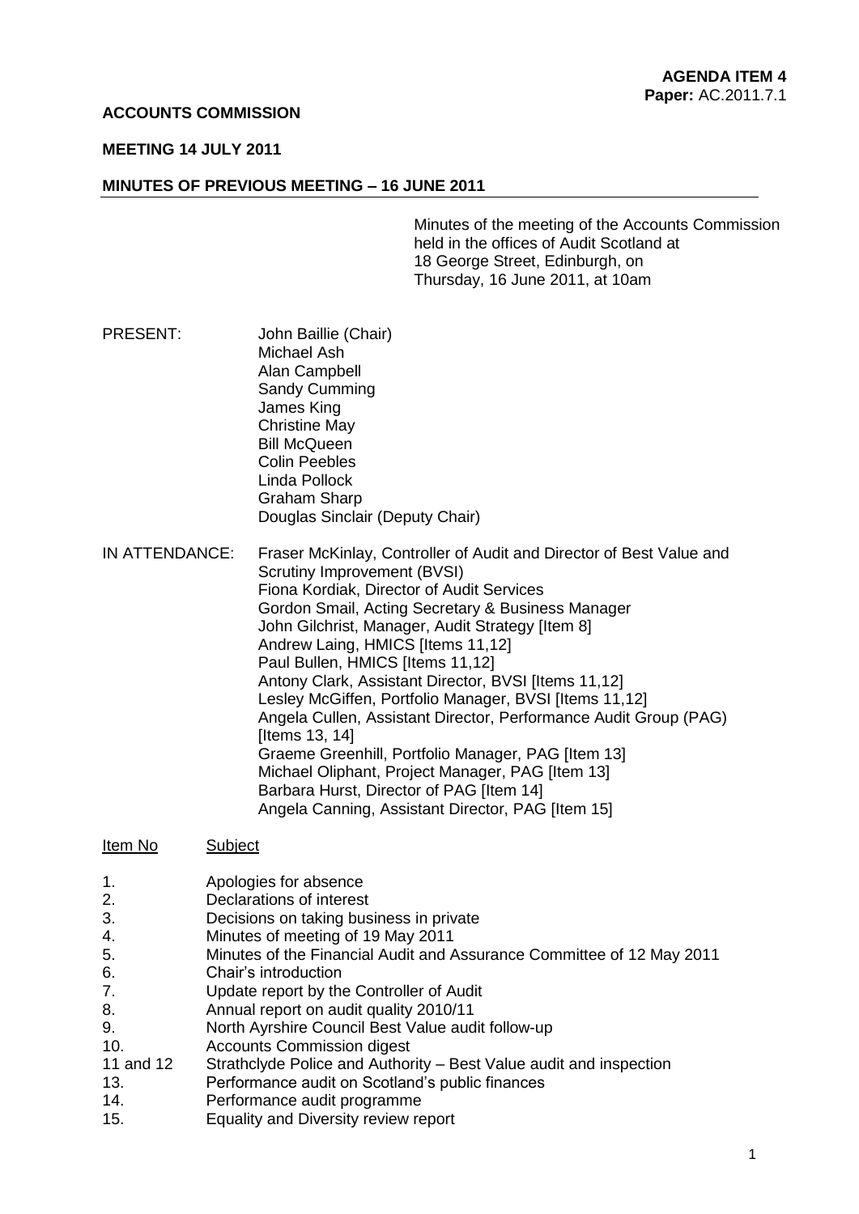**AGENDA ITEM 4**
**Paper:** AC.2011.7.1

**ACCOUNTS COMMISSION**

**MEETING 14 JULY 2011**

**MINUTES OF PREVIOUS MEETING – 16 JUNE 2011**

Minutes of the meeting of the Accounts Commission held in the offices of Audit Scotland at 18 George Street, Edinburgh, on Thursday, 16 June 2011, at 10am

PRESENT:
John Baillie (Chair)
Michael Ash
Alan Campbell
Sandy Cumming
James King
Christine May
Bill McQueen
Colin Peebles
Linda Pollock
Graham Sharp
Douglas Sinclair (Deputy Chair)

IN ATTENDANCE:
Fraser McKinlay, Controller of Audit and Director of Best Value and Scrutiny Improvement (BVSI)
Fiona Kordiak, Director of Audit Services
Gordon Smail, Acting Secretary & Business Manager
John Gilchrist, Manager, Audit Strategy [Item 8]
Andrew Laing, HMICS [Items 11,12]
Paul Bullen, HMICS [Items 11,12]
Antony Clark, Assistant Director, BVSI [Items 11,12]
Lesley McGiffen, Portfolio Manager, BVSI [Items 11,12]
Angela Cullen, Assistant Director, Performance Audit Group (PAG) [Items 13, 14]
Graeme Greenhill, Portfolio Manager, PAG [Item 13]
Michael Oliphant, Project Manager, PAG [Item 13]
Barbara Hurst, Director of PAG [Item 14]
Angela Canning, Assistant Director, PAG [Item 15]

| Item No | Subject |
|---|---|
| 1. | Apologies for absence |
| 2. | Declarations of interest |
| 3. | Decisions on taking business in private |
| 4. | Minutes of meeting of 19 May 2011 |
| 5. | Minutes of the Financial Audit and Assurance Committee of 12 May 2011 |
| 6. | Chair's introduction |
| 7. | Update report by the Controller of Audit |
| 8. | Annual report on audit quality 2010/11 |
| 9. | North Ayrshire Council Best Value audit follow-up |
| 10. | Accounts Commission digest |
| 11 and 12 | Strathclyde Police and Authority – Best Value audit and inspection |
| 13. | Performance audit on Scotland's public finances |
| 14. | Performance audit programme |
| 15. | Equality and Diversity review report |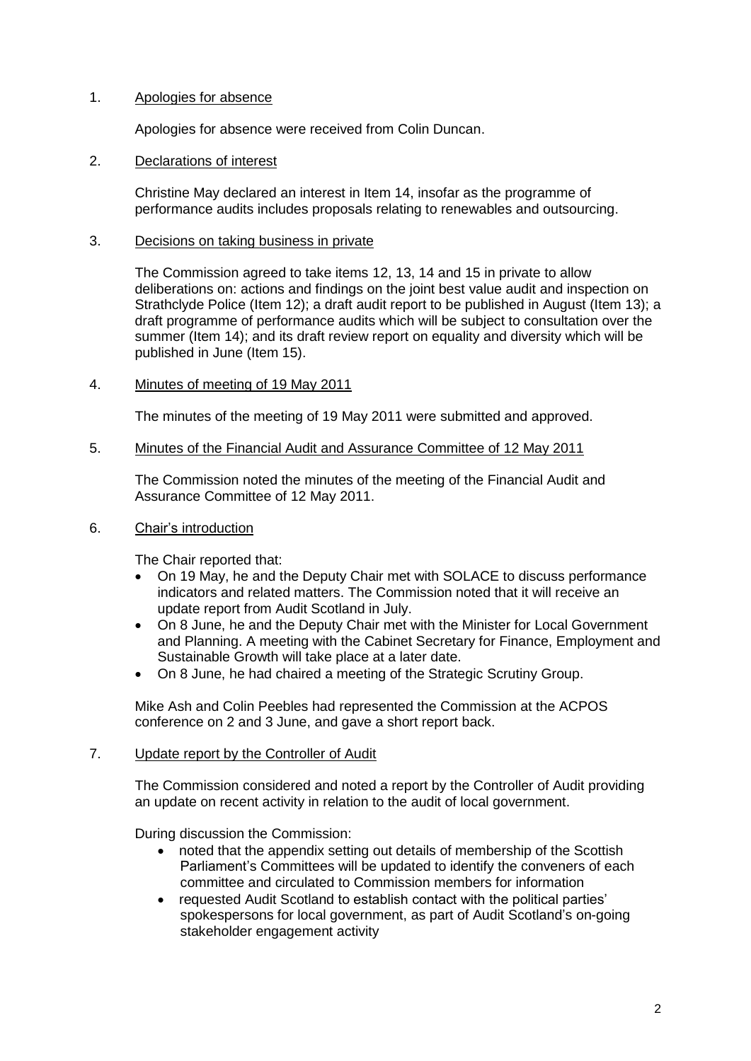1. Apologies for absence

   Apologies for absence were received from Colin Duncan.

2. Declarations of interest

   Christine May declared an interest in Item 14, insofar as the programme of performance audits includes proposals relating to renewables and outsourcing.

3. Decisions on taking business in private

   The Commission agreed to take items 12, 13, 14 and 15 in private to allow deliberations on: actions and findings on the joint best value audit and inspection on Strathclyde Police (Item 12); a draft audit report to be published in August (Item 13); a draft programme of performance audits which will be subject to consultation over the summer (Item 14); and its draft review report on equality and diversity which will be published in June (Item 15).

4. Minutes of meeting of 19 May 2011

   The minutes of the meeting of 19 May 2011 were submitted and approved.

5. Minutes of the Financial Audit and Assurance Committee of 12 May 2011

   The Commission noted the minutes of the meeting of the Financial Audit and Assurance Committee of 12 May 2011.

6. Chair's introduction

   The Chair reported that:

   - On 19 May, he and the Deputy Chair met with SOLACE to discuss performance indicators and related matters. The Commission noted that it will receive an update report from Audit Scotland in July.
   - On 8 June, he and the Deputy Chair met with the Minister for Local Government and Planning. A meeting with the Cabinet Secretary for Finance, Employment and Sustainable Growth will take place at a later date.
   - On 8 June, he had chaired a meeting of the Strategic Scrutiny Group.

   Mike Ash and Colin Peebles had represented the Commission at the ACPOS conference on 2 and 3 June, and gave a short report back.

7. Update report by the Controller of Audit

   The Commission considered and noted a report by the Controller of Audit providing an update on recent activity in relation to the audit of local government.

   During discussion the Commission:

   - noted that the appendix setting out details of membership of the Scottish Parliament's Committees will be updated to identify the conveners of each committee and circulated to Commission members for information
   - requested Audit Scotland to establish contact with the political parties' spokespersons for local government, as part of Audit Scotland's on-going stakeholder engagement activity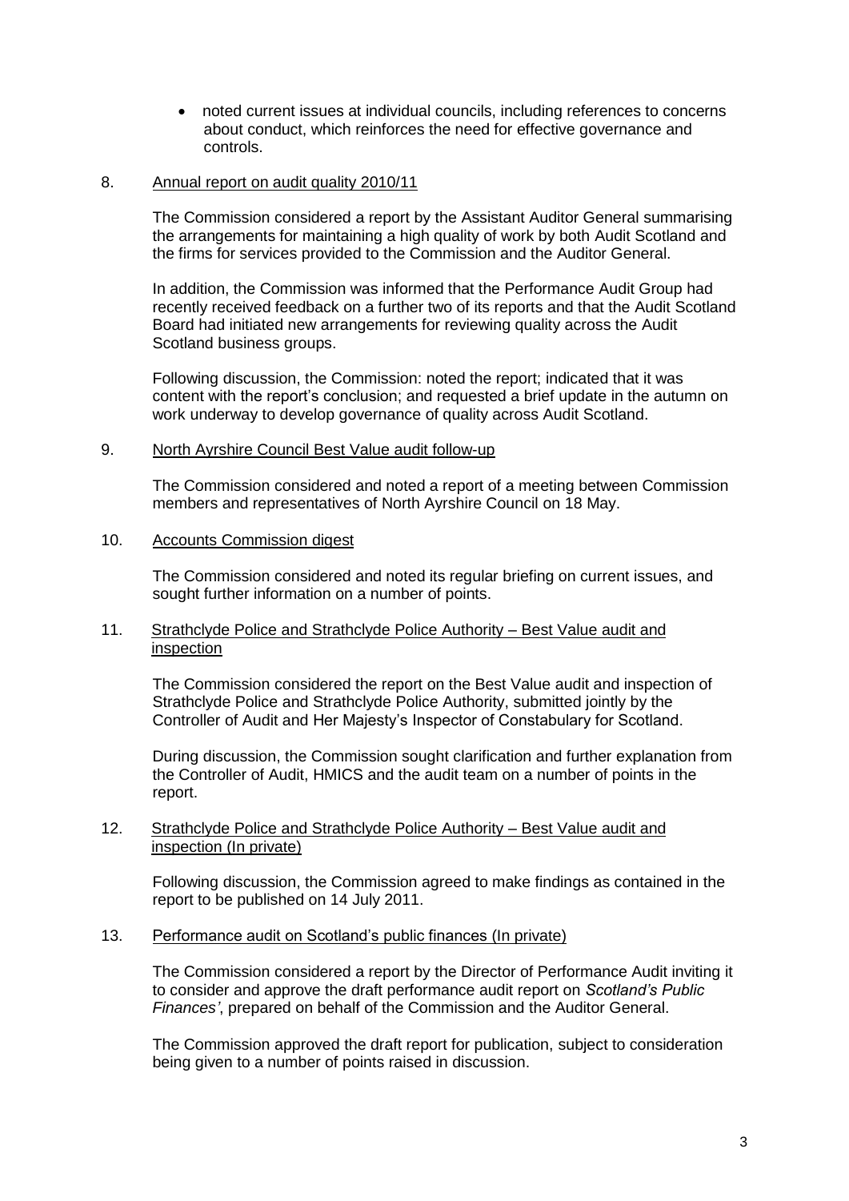- noted current issues at individual councils, including references to concerns about conduct, which reinforces the need for effective governance and controls.

8. Annual report on audit quality 2010/11

   The Commission considered a report by the Assistant Auditor General summarising the arrangements for maintaining a high quality of work by both Audit Scotland and the firms for services provided to the Commission and the Auditor General.

   In addition, the Commission was informed that the Performance Audit Group had recently received feedback on a further two of its reports and that the Audit Scotland Board had initiated new arrangements for reviewing quality across the Audit Scotland business groups.

   Following discussion, the Commission: noted the report; indicated that it was content with the report's conclusion; and requested a brief update in the autumn on work underway to develop governance of quality across Audit Scotland.

9. North Ayrshire Council Best Value audit follow-up

   The Commission considered and noted a report of a meeting between Commission members and representatives of North Ayrshire Council on 18 May.

10. Accounts Commission digest

    The Commission considered and noted its regular briefing on current issues, and sought further information on a number of points.

11. Strathclyde Police and Strathclyde Police Authority – Best Value audit and inspection

    The Commission considered the report on the Best Value audit and inspection of Strathclyde Police and Strathclyde Police Authority, submitted jointly by the Controller of Audit and Her Majesty's Inspector of Constabulary for Scotland.

    During discussion, the Commission sought clarification and further explanation from the Controller of Audit, HMICS and the audit team on a number of points in the report.

12. Strathclyde Police and Strathclyde Police Authority – Best Value audit and inspection (In private)

    Following discussion, the Commission agreed to make findings as contained in the report to be published on 14 July 2011.

13. Performance audit on Scotland's public finances (In private)

    The Commission considered a report by the Director of Performance Audit inviting it to consider and approve the draft performance audit report on *Scotland's Public Finances'*, prepared on behalf of the Commission and the Auditor General.

    The Commission approved the draft report for publication, subject to consideration being given to a number of points raised in discussion.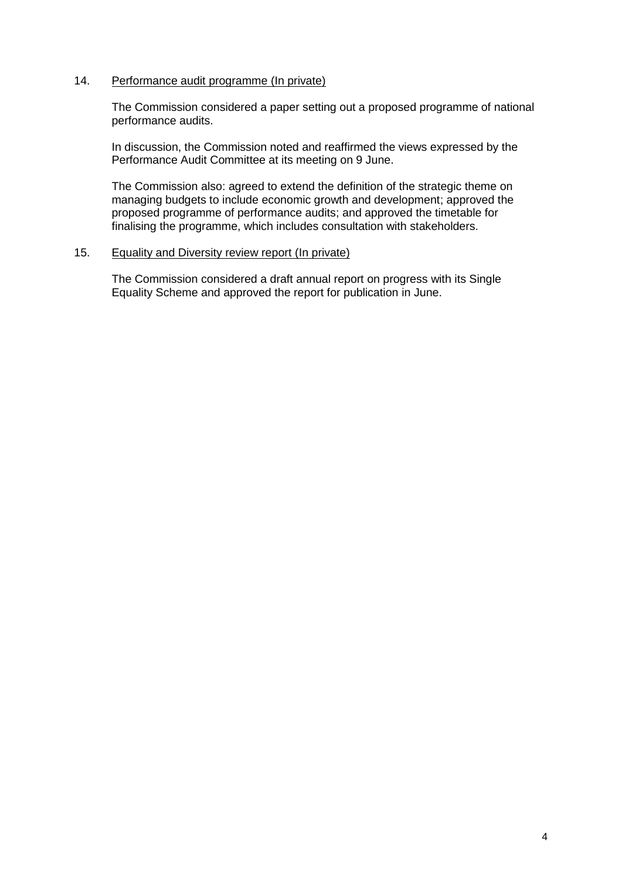14. Performance audit programme (In private)

    The Commission considered a paper setting out a proposed programme of national performance audits.

    In discussion, the Commission noted and reaffirmed the views expressed by the Performance Audit Committee at its meeting on 9 June.

    The Commission also: agreed to extend the definition of the strategic theme on managing budgets to include economic growth and development; approved the proposed programme of performance audits; and approved the timetable for finalising the programme, which includes consultation with stakeholders.

15. Equality and Diversity review report (In private)

    The Commission considered a draft annual report on progress with its Single Equality Scheme and approved the report for publication in June.